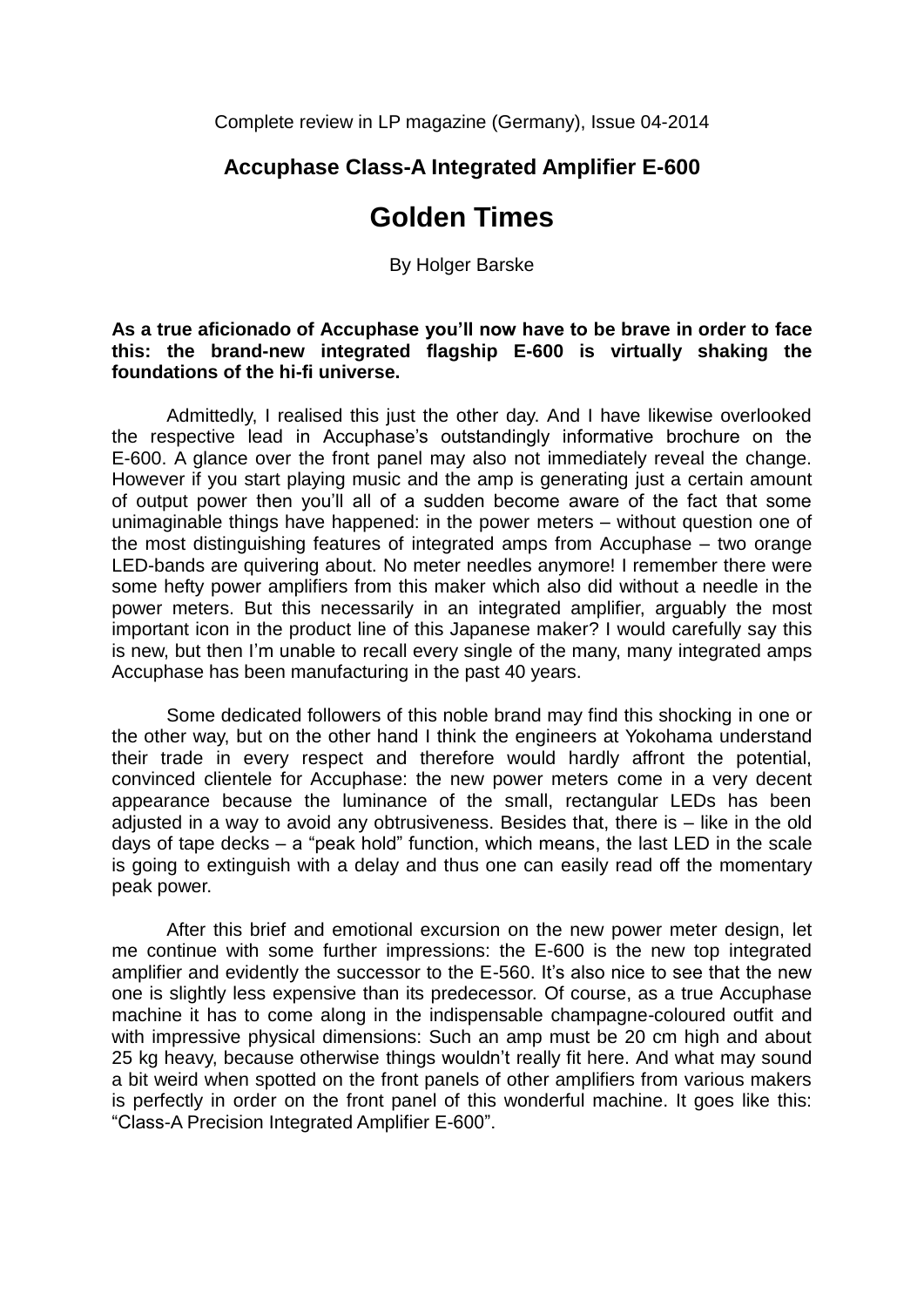Complete review in LP magazine (Germany), Issue 04-2014

## Accuphase Class-A Integrated Amplifier E-600

# Golden Times

By Holger Barske

**As a true aficionado of Accuphase you'll now have to be brave in order to face this: the brand-new integrated flagship E-600 is virtually shaking the foundations of the hi-fi universe.**

Admittedly, I realised this just the other day. And I have likewise overlooked the respective lead in Accuphase's outstandingly informative brochure on the E-600. A glance over the front panel may also not immediately reveal the change. However if you start playing music and the amp is generating just a certain amount of output power then you'll all of a sudden become aware of the fact that some unimaginable things have happened: in the power meters – without question one of the most distinguishing features of integrated amps from Accuphase – two orange LED-bands are quivering about. No meter needles anymore! I remember there were some hefty power amplifiers from this maker which also did without a needle in the power meters. But this necessarily in an integrated amplifier, arguably the most important icon in the product line of this Japanese maker? I would carefully say this is new, but then I'm unable to recall every single of the many, many integrated amps Accuphase has been manufacturing in the past 40 years.

Some dedicated followers of this noble brand may find this shocking in one or the other way, but on the other hand I think the engineers at Yokohama understand their trade in every respect and therefore would hardly affront the potential, convinced clientele for Accuphase: the new power meters come in a very decent appearance because the luminance of the small, rectangular LEDs has been adjusted in a way to avoid any obtrusiveness. Besides that, there is – like in the old days of tape decks – a "peak hold" function, which means, the last LED in the scale is going to extinguish with a delay and thus one can easily read off the momentary peak power.

After this brief and emotional excursion on the new power meter design, let me continue with some further impressions: the E-600 is the new top integrated amplifier and evidently the successor to the E-560. It's also nice to see that the new one is slightly less expensive than its predecessor. Of course, as a true Accuphase machine it has to come along in the indispensable champagne-coloured outfit and with impressive physical dimensions: Such an amp must be 20 cm high and about 25 kg heavy, because otherwise things wouldn't really fit here. And what may sound a bit weird when spotted on the front panels of other amplifiers from various makers is perfectly in order on the front panel of this wonderful machine. It goes like this: "Class-A Precision Integrated Amplifier E-600".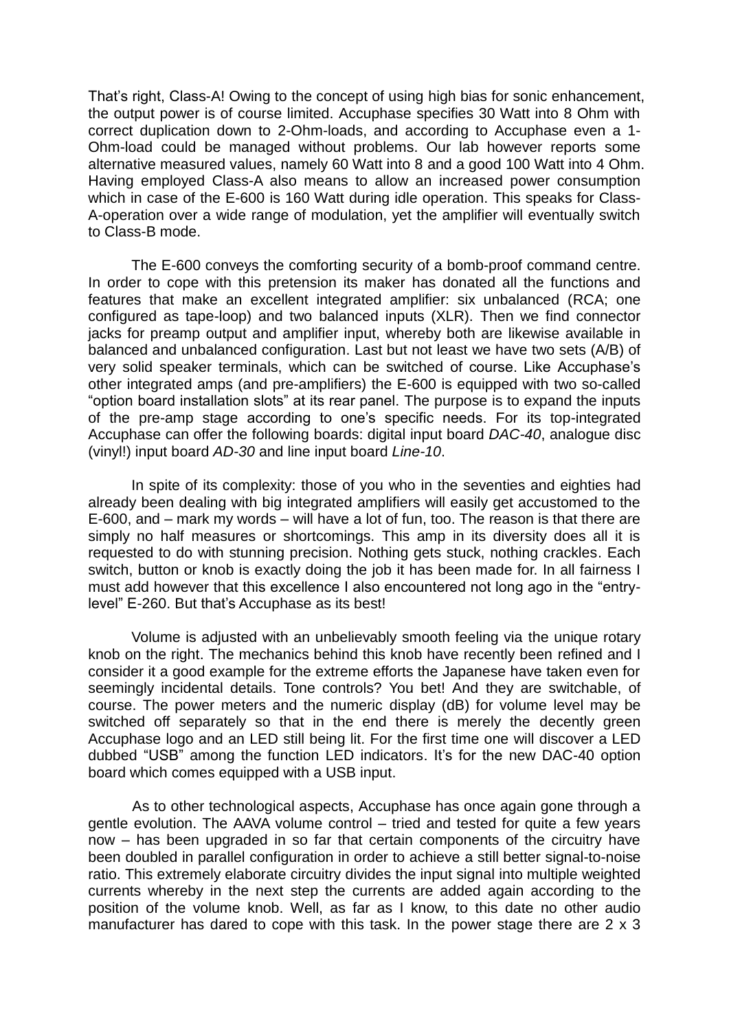That's right, Class-A! Owing to the concept of using high bias for sonic enhancement, the output power is of course limited. Accuphase specifies 30 Watt into 8 Ohm with correct duplication down to 2-Ohm-loads, and according to Accuphase even a 1-Ohm-load could be managed without problems. Our lab however reports some alternative measured values, namely 60 Watt into 8 and a good 100 Watt into 4 Ohm. Having employed Class-A also means to allow an increased power consumption which in case of the E-600 is 160 Watt during idle operation. This speaks for Class-A-operation over a wide range of modulation, yet the amplifier will eventually switch to Class-B mode.

The E-600 conveys the comforting security of a bomb-proof command centre. In order to cope with this pretension its maker has donated all the functions and features that make an excellent integrated amplifier: six unbalanced (RCA; one configured as tape-loop) and two balanced inputs (XLR). Then we find connector jacks for preamp output and amplifier input, whereby both are likewise available in balanced and unbalanced configuration. Last but not least we have two sets (A/B) of very solid speaker terminals, which can be switched of course. Like Accuphase's other integrated amps (and pre-amplifiers) the E-600 is equipped with two so-called "option board installation slots" at its rear panel. The purpose is to expand the inputs of the pre-amp stage according to one's specific needs. For its top-integrated Accuphase can offer the following boards: digital input board *DAC-40*, analogue disc (vinyl!) input board *AD-30* and line input board *Line-10*.

In spite of its complexity: those of you who in the seventies and eighties had already been dealing with big integrated amplifiers will easily get accustomed to the E-600, and – mark my words – will have a lot of fun, too. The reason is that there are simply no half measures or shortcomings. This amp in its diversity does all it is requested to do with stunning precision. Nothing gets stuck, nothing crackles. Each switch, button or knob is exactly doing the job it has been made for. In all fairness I must add however that this excellence I also encountered not long ago in the "entry-level" E-260. But that's Accuphase as its best!

Volume is adjusted with an unbelievably smooth feeling via the unique rotary knob on the right. The mechanics behind this knob have recently been refined and I consider it a good example for the extreme efforts the Japanese have taken even for seemingly incidental details. Tone controls? You bet! And they are switchable, of course. The power meters and the numeric display (dB) for volume level may be switched off separately so that in the end there is merely the decently green Accuphase logo and an LED still being lit. For the first time one will discover a LED dubbed "USB" among the function LED indicators. It's for the new DAC-40 option board which comes equipped with a USB input.

As to other technological aspects, Accuphase has once again gone through a gentle evolution. The AAVA volume control – tried and tested for quite a few years now – has been upgraded in so far that certain components of the circuitry have been doubled in parallel configuration in order to achieve a still better signal-to-noise ratio. This extremely elaborate circuitry divides the input signal into multiple weighted currents whereby in the next step the currents are added again according to the position of the volume knob. Well, as far as I know, to this date no other audio manufacturer has dared to cope with this task. In the power stage there are 2 x 3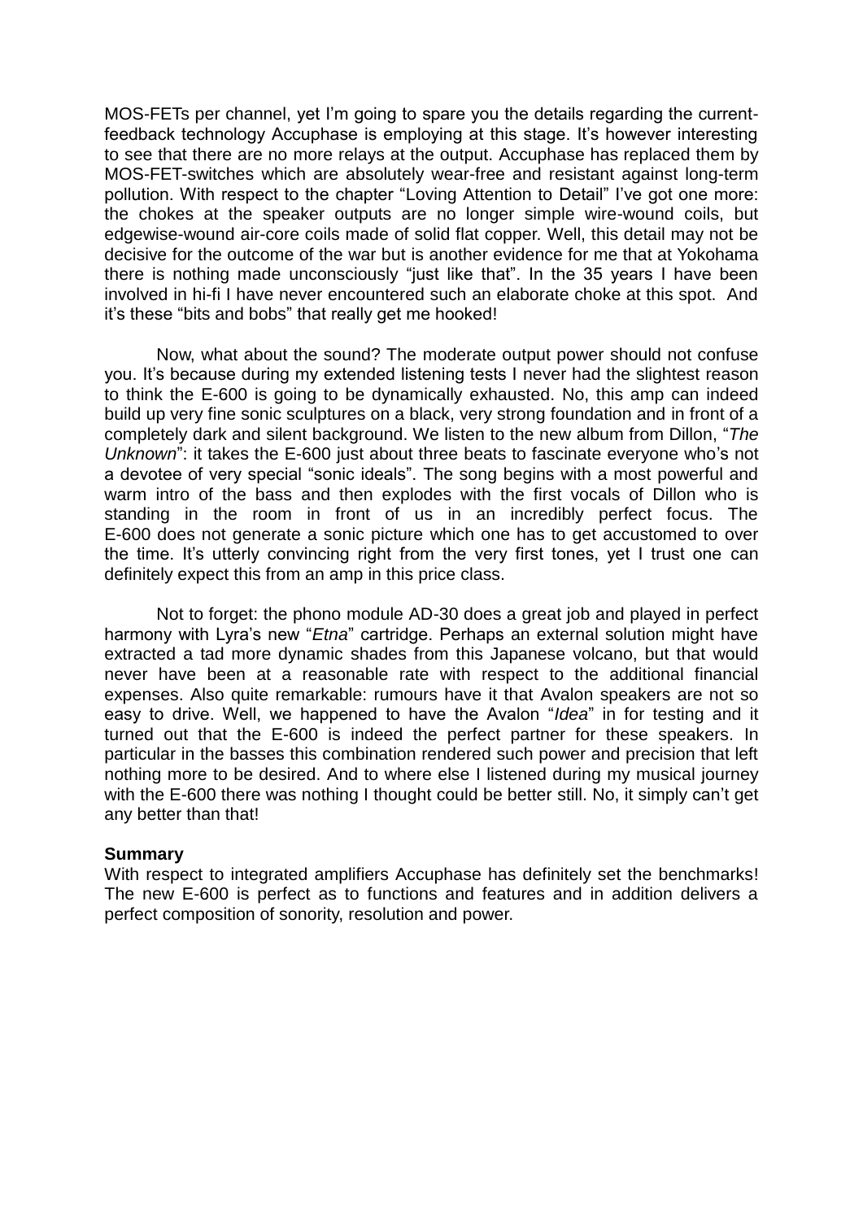MOS-FETs per channel, yet I'm going to spare you the details regarding the current-feedback technology Accuphase is employing at this stage. It's however interesting to see that there are no more relays at the output. Accuphase has replaced them by MOS-FET-switches which are absolutely wear-free and resistant against long-term pollution. With respect to the chapter "Loving Attention to Detail" I've got one more: the chokes at the speaker outputs are no longer simple wire-wound coils, but edgewise-wound air-core coils made of solid flat copper. Well, this detail may not be decisive for the outcome of the war but is another evidence for me that at Yokohama there is nothing made unconsciously "just like that". In the 35 years I have been involved in hi-fi I have never encountered such an elaborate choke at this spot. And it's these "bits and bobs" that really get me hooked!

Now, what about the sound? The moderate output power should not confuse you. It's because during my extended listening tests I never had the slightest reason to think the E-600 is going to be dynamically exhausted. No, this amp can indeed build up very fine sonic sculptures on a black, very strong foundation and in front of a completely dark and silent background. We listen to the new album from Dillon, "*The Unknown*": it takes the E-600 just about three beats to fascinate everyone who's not a devotee of very special "sonic ideals". The song begins with a most powerful and warm intro of the bass and then explodes with the first vocals of Dillon who is standing in the room in front of us in an incredibly perfect focus. The E-600 does not generate a sonic picture which one has to get accustomed to over the time. It's utterly convincing right from the very first tones, yet I trust one can definitely expect this from an amp in this price class.

Not to forget: the phono module AD-30 does a great job and played in perfect harmony with Lyra's new "*Etna*" cartridge. Perhaps an external solution might have extracted a tad more dynamic shades from this Japanese volcano, but that would never have been at a reasonable rate with respect to the additional financial expenses. Also quite remarkable: rumours have it that Avalon speakers are not so easy to drive. Well, we happened to have the Avalon "*Idea*" in for testing and it turned out that the E-600 is indeed the perfect partner for these speakers. In particular in the basses this combination rendered such power and precision that left nothing more to be desired. And to where else I listened during my musical journey with the E-600 there was nothing I thought could be better still. No, it simply can't get any better than that!

**Summary**

With respect to integrated amplifiers Accuphase has definitely set the benchmarks! The new E-600 is perfect as to functions and features and in addition delivers a perfect composition of sonority, resolution and power.